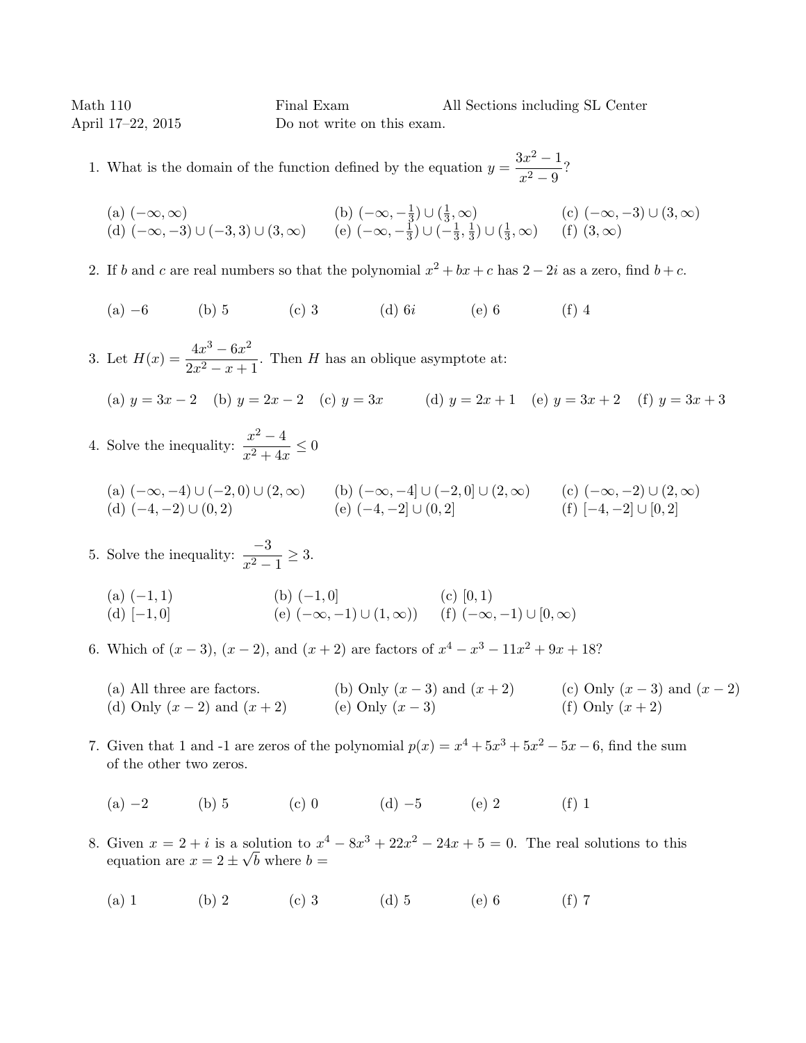Math 110 | Final Exam | All Sections including SL Center

April 17–22, 2015 | Do not write on this exam.

1. What is the domain of the function defined by the equation $y = \dfrac{3x^2 - 1}{x^2 - 9}$?

   (a) $(-\infty, \infty)$
   (b) $(-\infty, -\frac{1}{3}) \cup (\frac{1}{3}, \infty)$
   (c) $(-\infty, -3) \cup (3, \infty)$
   (d) $(-\infty, -3) \cup (-3, 3) \cup (3, \infty)$
   (e) $(-\infty, -\frac{1}{3}) \cup (-\frac{1}{3}, \frac{1}{3}) \cup (\frac{1}{3}, \infty)$
   (f) $(3, \infty)$

2. If $b$ and $c$ are real numbers so that the polynomial $x^2 + bx + c$ has $2 - 2i$ as a zero, find $b + c$.

   (a) $-6$ (b) 5 (c) 3 (d) $6i$ (e) 6 (f) 4

3. Let $H(x) = \dfrac{4x^3 - 6x^2}{2x^2 - x + 1}$. Then $H$ has an oblique asymptote at:

   (a) $y = 3x - 2$ (b) $y = 2x - 2$ (c) $y = 3x$ (d) $y = 2x + 1$ (e) $y = 3x + 2$ (f) $y = 3x + 3$

4. Solve the inequality: $\dfrac{x^2 - 4}{x^2 + 4x} \leq 0$

   (a) $(-\infty, -4) \cup (-2, 0) \cup (2, \infty)$
   (b) $(-\infty, -4] \cup (-2, 0] \cup (2, \infty)$
   (c) $(-\infty, -2) \cup (2, \infty)$
   (d) $(-4, -2) \cup (0, 2)$
   (e) $(-4, -2] \cup (0, 2]$
   (f) $[-4, -2] \cup [0, 2]$

5. Solve the inequality: $\dfrac{-3}{x^2 - 1} \geq 3$.

   (a) $(-1, 1)$
   (b) $(-1, 0]$
   (c) $[0, 1)$
   (d) $[-1, 0]$
   (e) $(-\infty, -1) \cup (1, \infty))$
   (f) $(-\infty, -1) \cup [0, \infty)$

6. Which of $(x - 3)$, $(x - 2)$, and $(x + 2)$ are factors of $x^4 - x^3 - 11x^2 + 9x + 18$?

   (a) All three are factors.
   (b) Only $(x - 3)$ and $(x + 2)$
   (c) Only $(x - 3)$ and $(x - 2)$
   (d) Only $(x - 2)$ and $(x + 2)$
   (e) Only $(x - 3)$
   (f) Only $(x + 2)$

7. Given that 1 and -1 are zeros of the polynomial $p(x) = x^4 + 5x^3 + 5x^2 - 5x - 6$, find the sum of the other two zeros.

   (a) $-2$ (b) 5 (c) 0 (d) $-5$ (e) 2 (f) 1

8. Given $x = 2 + i$ is a solution to $x^4 - 8x^3 + 22x^2 - 24x + 5 = 0$. The real solutions to this equation are $x = 2 \pm \sqrt{b}$ where $b =$

   (a) 1 (b) 2 (c) 3 (d) 5 (e) 6 (f) 7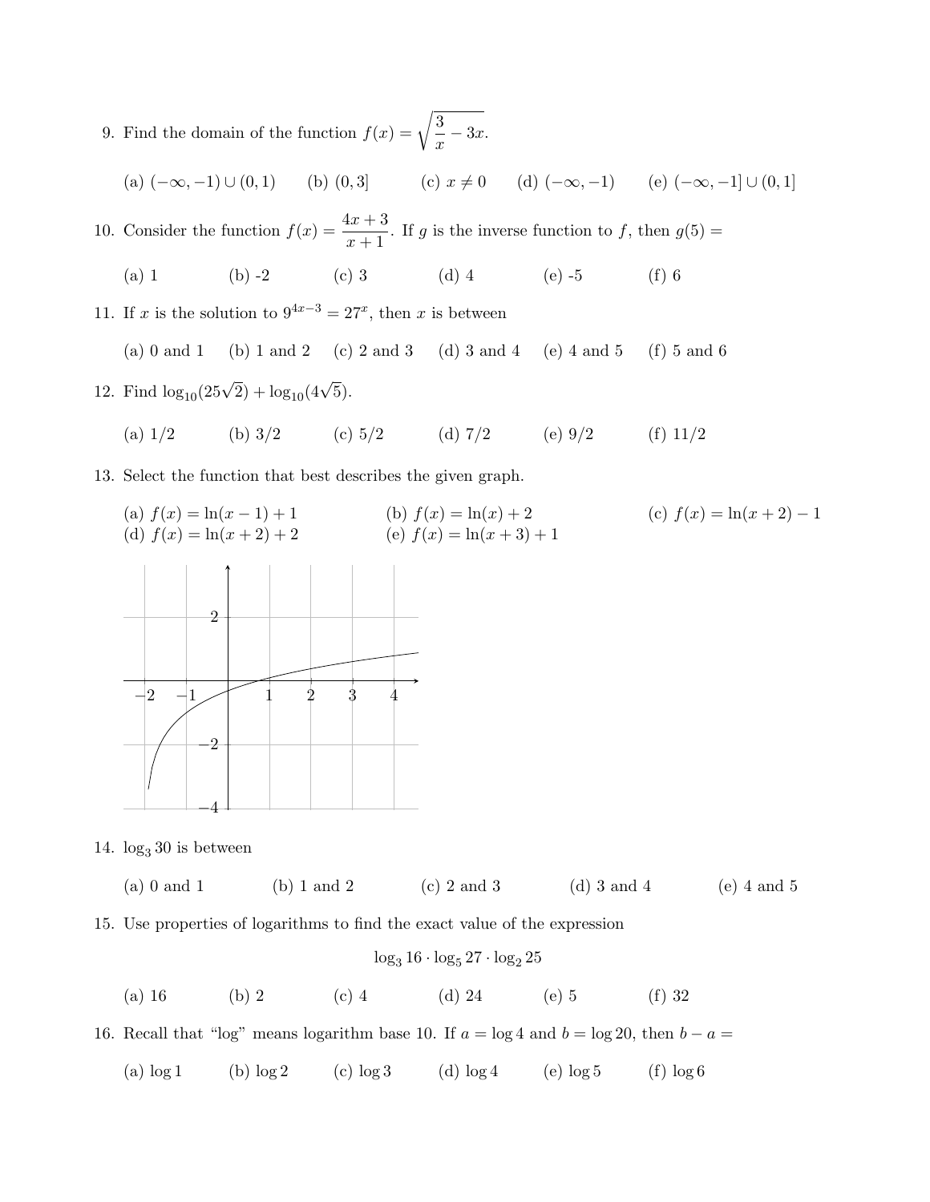9. Find the domain of the function $f(x) = \sqrt{\dfrac{3}{x} - 3x}$.

   (a) $(-\infty, -1) \cup (0, 1)$ (b) $(0, 3]$ (c) $x \neq 0$ (d) $(-\infty, -1)$ (e) $(-\infty, -1] \cup (0, 1]$

10. Consider the function $f(x) = \dfrac{4x+3}{x+1}$. If $g$ is the inverse function to $f$, then $g(5) =$

    (a) 1 (b) -2 (c) 3 (d) 4 (e) -5 (f) 6

11. If $x$ is the solution to $9^{4x-3} = 27^x$, then $x$ is between

    (a) 0 and 1 (b) 1 and 2 (c) 2 and 3 (d) 3 and 4 (e) 4 and 5 (f) 5 and 6

12. Find $\log_{10}(25\sqrt{2}) + \log_{10}(4\sqrt{5})$.

    (a) 1/2 (b) 3/2 (c) 5/2 (d) 7/2 (e) 9/2 (f) 11/2

13. Select the function that best describes the given graph.

    (a) $f(x) = \ln(x-1) + 1$ (b) $f(x) = \ln(x) + 2$ (c) $f(x) = \ln(x+2) - 1$
    (d) $f(x) = \ln(x+2) + 2$ (e) $f(x) = \ln(x+3) + 1$

14. $\log_3 30$ is between

    (a) 0 and 1 (b) 1 and 2 (c) 2 and 3 (d) 3 and 4 (e) 4 and 5

15. Use properties of logarithms to find the exact value of the expression

    $$\log_3 16 \cdot \log_5 27 \cdot \log_2 25$$

    (a) 16 (b) 2 (c) 4 (d) 24 (e) 5 (f) 32

16. Recall that "log" means logarithm base 10. If $a = \log 4$ and $b = \log 20$, then $b - a =$

    (a) $\log 1$ (b) $\log 2$ (c) $\log 3$ (d) $\log 4$ (e) $\log 5$ (f) $\log 6$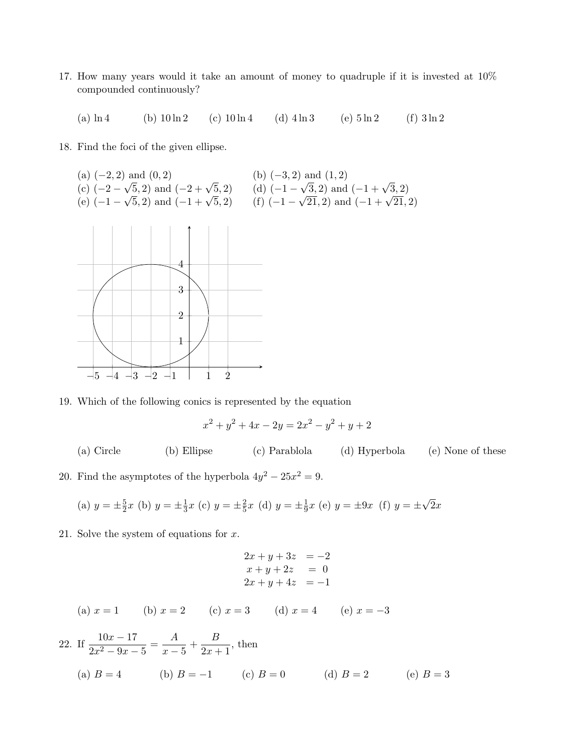17. How many years would it take an amount of money to quadruple if it is invested at 10% compounded continuously?

    (a) $\ln 4$ (b) $10 \ln 2$ (c) $10 \ln 4$ (d) $4 \ln 3$ (e) $5 \ln 2$ (f) $3 \ln 2$

18. Find the foci of the given ellipse.

    (a) $(-2, 2)$ and $(0, 2)$
    (b) $(-3, 2)$ and $(1, 2)$
    (c) $(-2 - \sqrt{5}, 2)$ and $(-2 + \sqrt{5}, 2)$
    (d) $(-1 - \sqrt{3}, 2)$ and $(-1 + \sqrt{3}, 2)$
    (e) $(-1 - \sqrt{5}, 2)$ and $(-1 + \sqrt{5}, 2)$
    (f) $(-1 - \sqrt{21}, 2)$ and $(-1 + \sqrt{21}, 2)$

19. Which of the following conics is represented by the equation

$$x^2 + y^2 + 4x - 2y = 2x^2 - y^2 + y + 2$$

    (a) Circle (b) Ellipse (c) Parablola (d) Hyperbola (e) None of these

20. Find the asymptotes of the hyperbola $4y^2 - 25x^2 = 9$.

    (a) $y = \pm\frac{5}{2}x$ (b) $y = \pm\frac{1}{3}x$ (c) $y = \pm\frac{2}{5}x$ (d) $y = \pm\frac{1}{9}x$ (e) $y = \pm 9x$ (f) $y = \pm\sqrt{2}x$

21. Solve the system of equations for $x$.

$$\begin{aligned} 2x + y + 3z &= -2 \\ x + y + 2z &= 0 \\ 2x + y + 4z &= -1 \end{aligned}$$

    (a) $x = 1$ (b) $x = 2$ (c) $x = 3$ (d) $x = 4$ (e) $x = -3$

22. If $\dfrac{10x - 17}{2x^2 - 9x - 5} = \dfrac{A}{x - 5} + \dfrac{B}{2x + 1}$, then

    (a) $B = 4$ (b) $B = -1$ (c) $B = 0$ (d) $B = 2$ (e) $B = 3$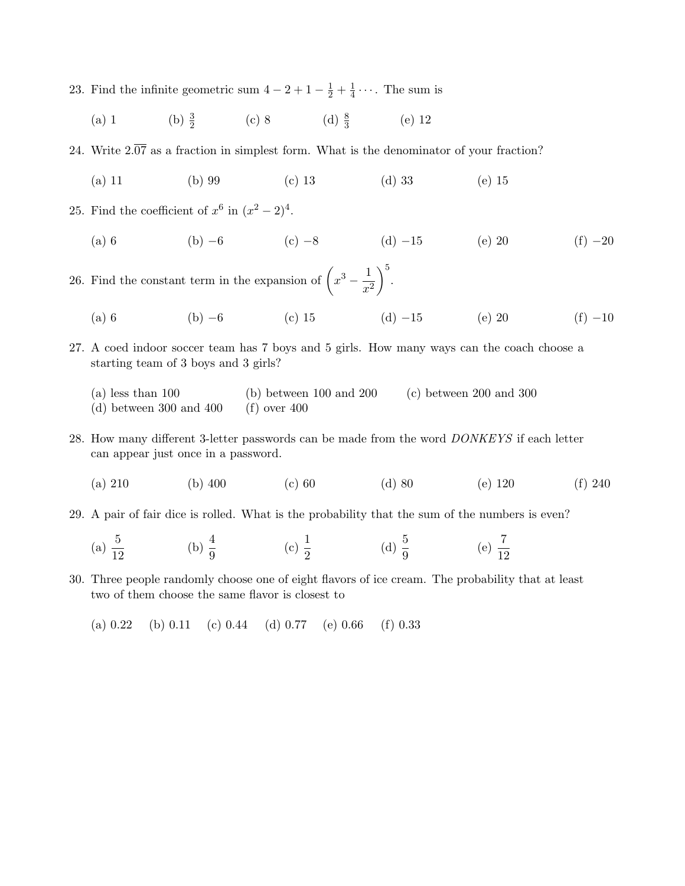23. Find the infinite geometric sum $4 - 2 + 1 - \frac{1}{2} + \frac{1}{4} \cdots$. The sum is

    (a) 1 (b) $\frac{3}{2}$ (c) 8 (d) $\frac{8}{3}$ (e) 12

24. Write $2.\overline{07}$ as a fraction in simplest form. What is the denominator of your fraction?

    (a) 11 (b) 99 (c) 13 (d) 33 (e) 15

25. Find the coefficient of $x^6$ in $(x^2 - 2)^4$.

    (a) 6 (b) $-6$ (c) $-8$ (d) $-15$ (e) 20 (f) $-20$

26. Find the constant term in the expansion of $\left(x^3 - \frac{1}{x^2}\right)^5$.

    (a) 6 (b) $-6$ (c) 15 (d) $-15$ (e) 20 (f) $-10$

27. A coed indoor soccer team has 7 boys and 5 girls. How many ways can the coach choose a starting team of 3 boys and 3 girls?

    (a) less than 100 (b) between 100 and 200 (c) between 200 and 300
    (d) between 300 and 400 (f) over 400

28. How many different 3-letter passwords can be made from the word *DONKEYS* if each letter can appear just once in a password.

    (a) 210 (b) 400 (c) 60 (d) 80 (e) 120 (f) 240

29. A pair of fair dice is rolled. What is the probability that the sum of the numbers is even?

    (a) $\frac{5}{12}$ (b) $\frac{4}{9}$ (c) $\frac{1}{2}$ (d) $\frac{5}{9}$ (e) $\frac{7}{12}$

30. Three people randomly choose one of eight flavors of ice cream. The probability that at least two of them choose the same flavor is closest to

    (a) 0.22 (b) 0.11 (c) 0.44 (d) 0.77 (e) 0.66 (f) 0.33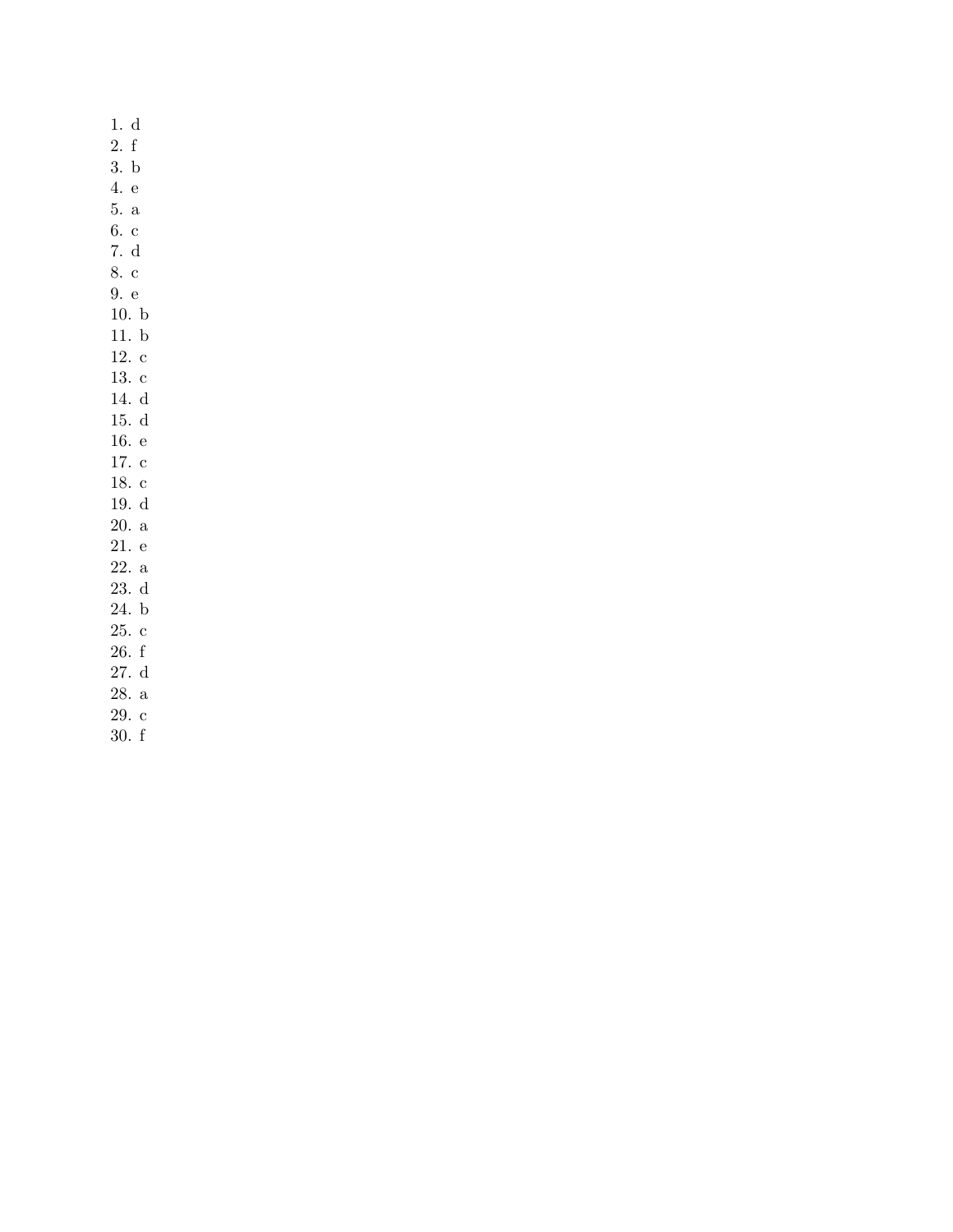1. d
2. f
3. b
4. e
5. a
6. c
7. d
8. c
9. e
10. b
11. b
12. c
13. c
14. d
15. d
16. e
17. c
18. c
19. d
20. a
21. e
22. a
23. d
24. b
25. c
26. f
27. d
28. a
29. c
30. f